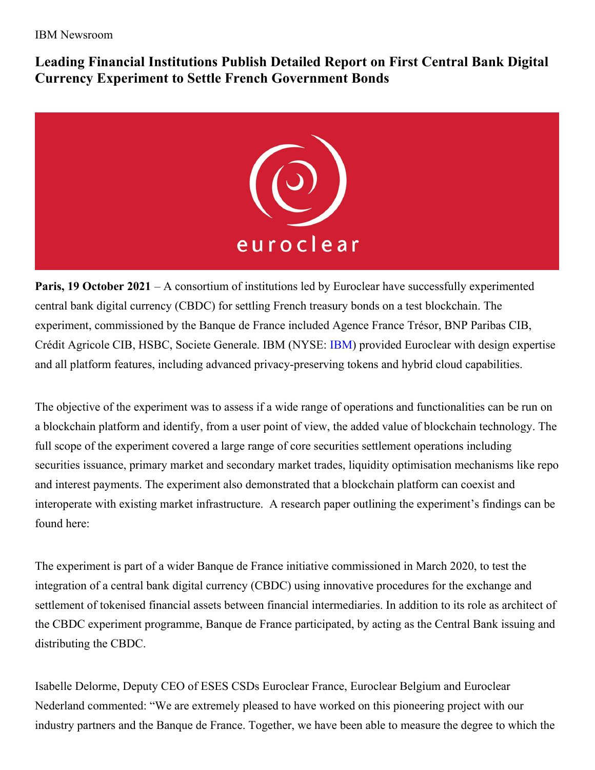IBM Newsroom

# Leading Financial Institutions Publish Detailed Report on First Central Bank Digital Currency Experiment to Settle French Government Bonds

**Paris, 19 October 2021** – A consortium of institutions led by Euroclear have successfully experimented central bank digital currency (CBDC) for settling French treasury bonds on a test blockchain. The experiment, commissioned by the Banque de France included Agence France Trésor, BNP Paribas CIB, Crédit Agricole CIB, HSBC, Societe Generale. IBM (NYSE: IBM) provided Euroclear with design expertise and all platform features, including advanced privacy-preserving tokens and hybrid cloud capabilities.

The objective of the experiment was to assess if a wide range of operations and functionalities can be run on a blockchain platform and identify, from a user point of view, the added value of blockchain technology. The full scope of the experiment covered a large range of core securities settlement operations including securities issuance, primary market and secondary market trades, liquidity optimisation mechanisms like repo and interest payments. The experiment also demonstrated that a blockchain platform can coexist and interoperate with existing market infrastructure. A research paper outlining the experiment's findings can be found here:

The experiment is part of a wider Banque de France initiative commissioned in March 2020, to test the integration of a central bank digital currency (CBDC) using innovative procedures for the exchange and settlement of tokenised financial assets between financial intermediaries. In addition to its role as architect of the CBDC experiment programme, Banque de France participated, by acting as the Central Bank issuing and distributing the CBDC.

Isabelle Delorme, Deputy CEO of ESES CSDs Euroclear France, Euroclear Belgium and Euroclear Nederland commented: "We are extremely pleased to have worked on this pioneering project with our industry partners and the Banque de France. Together, we have been able to measure the degree to which the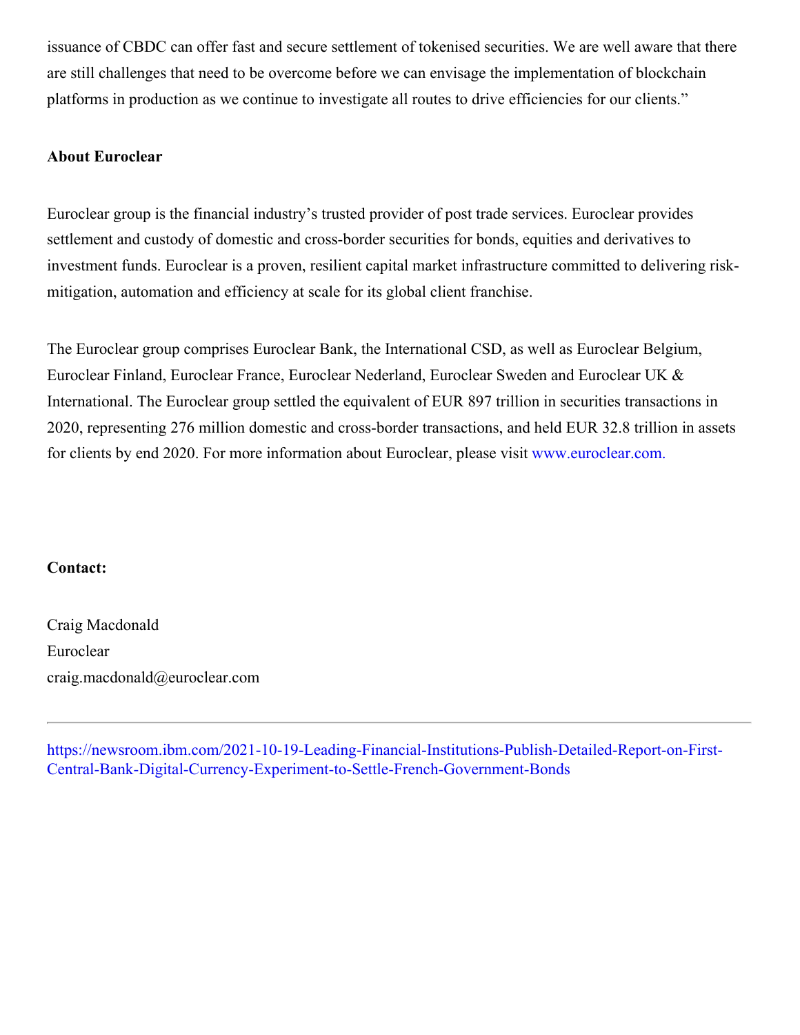issuance of CBDC can offer fast and secure settlement of tokenised securities. We are well aware that there are still challenges that need to be overcome before we can envisage the implementation of blockchain platforms in production as we continue to investigate all routes to drive efficiencies for our clients."

**About Euroclear**

Euroclear group is the financial industry's trusted provider of post trade services. Euroclear provides settlement and custody of domestic and cross-border securities for bonds, equities and derivatives to investment funds. Euroclear is a proven, resilient capital market infrastructure committed to delivering risk-mitigation, automation and efficiency at scale for its global client franchise.

The Euroclear group comprises Euroclear Bank, the International CSD, as well as Euroclear Belgium, Euroclear Finland, Euroclear France, Euroclear Nederland, Euroclear Sweden and Euroclear UK & International. The Euroclear group settled the equivalent of EUR 897 trillion in securities transactions in 2020, representing 276 million domestic and cross-border transactions, and held EUR 32.8 trillion in assets for clients by end 2020. For more information about Euroclear, please visit www.euroclear.com.

**Contact:**

Craig Macdonald
Euroclear
craig.macdonald@euroclear.com

---

https://newsroom.ibm.com/2021-10-19-Leading-Financial-Institutions-Publish-Detailed-Report-on-First-Central-Bank-Digital-Currency-Experiment-to-Settle-French-Government-Bonds